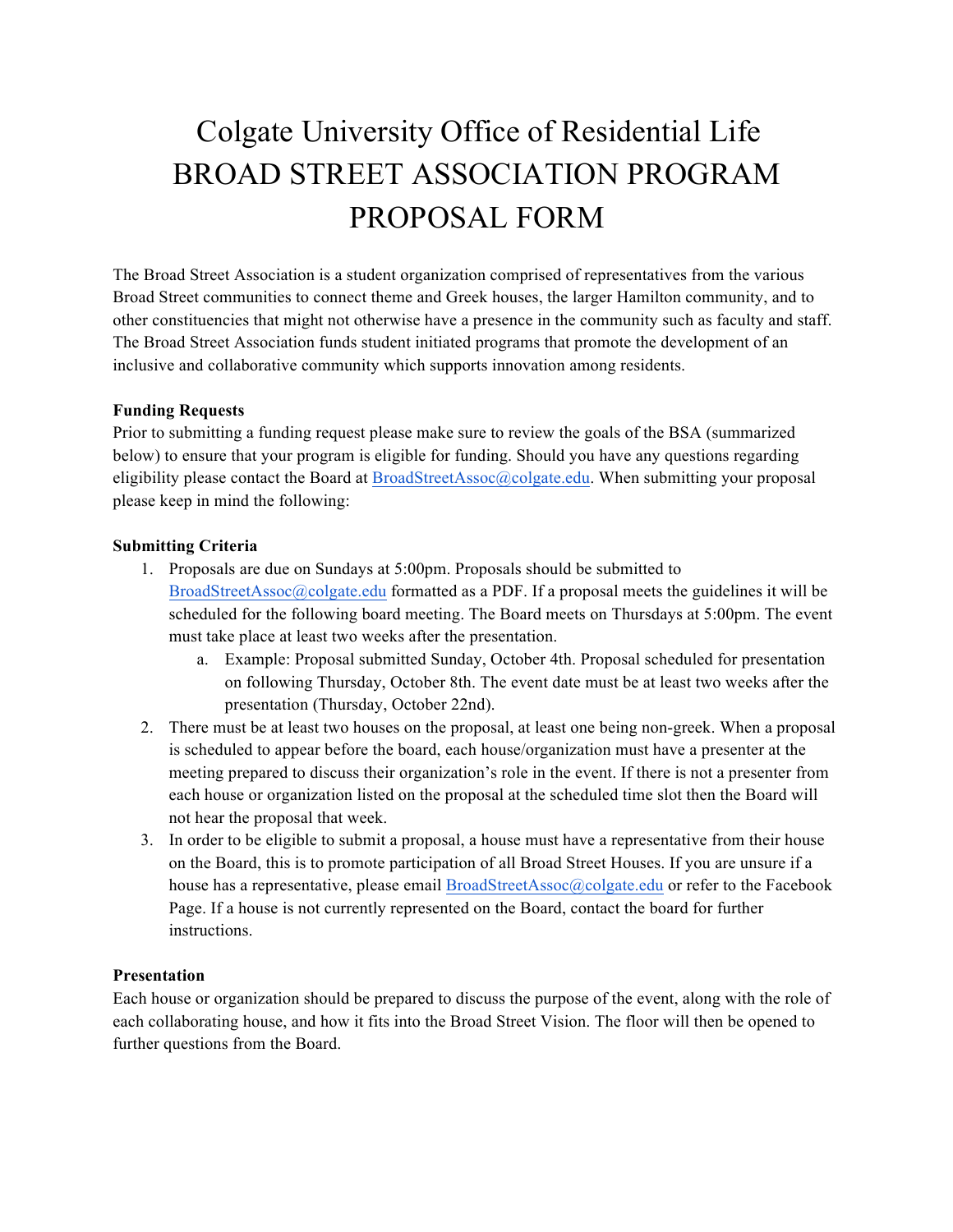# Colgate University Office of Residential Life
# BROAD STREET ASSOCIATION PROGRAM PROPOSAL FORM

The Broad Street Association is a student organization comprised of representatives from the various Broad Street communities to connect theme and Greek houses, the larger Hamilton community, and to other constituencies that might not otherwise have a presence in the community such as faculty and staff. The Broad Street Association funds student initiated programs that promote the development of an inclusive and collaborative community which supports innovation among residents.

**Funding Requests**

Prior to submitting a funding request please make sure to review the goals of the BSA (summarized below) to ensure that your program is eligible for funding. Should you have any questions regarding eligibility please contact the Board at BroadStreetAssoc@colgate.edu. When submitting your proposal please keep in mind the following:

**Submitting Criteria**

1. Proposals are due on Sundays at 5:00pm. Proposals should be submitted to BroadStreetAssoc@colgate.edu formatted as a PDF. If a proposal meets the guidelines it will be scheduled for the following board meeting. The Board meets on Thursdays at 5:00pm. The event must take place at least two weeks after the presentation.
    a. Example: Proposal submitted Sunday, October 4th. Proposal scheduled for presentation on following Thursday, October 8th. The event date must be at least two weeks after the presentation (Thursday, October 22nd).
2. There must be at least two houses on the proposal, at least one being non-greek. When a proposal is scheduled to appear before the board, each house/organization must have a presenter at the meeting prepared to discuss their organization's role in the event. If there is not a presenter from each house or organization listed on the proposal at the scheduled time slot then the Board will not hear the proposal that week.
3. In order to be eligible to submit a proposal, a house must have a representative from their house on the Board, this is to promote participation of all Broad Street Houses. If you are unsure if a house has a representative, please email BroadStreetAssoc@colgate.edu or refer to the Facebook Page. If a house is not currently represented on the Board, contact the board for further instructions.

**Presentation**

Each house or organization should be prepared to discuss the purpose of the event, along with the role of each collaborating house, and how it fits into the Broad Street Vision. The floor will then be opened to further questions from the Board.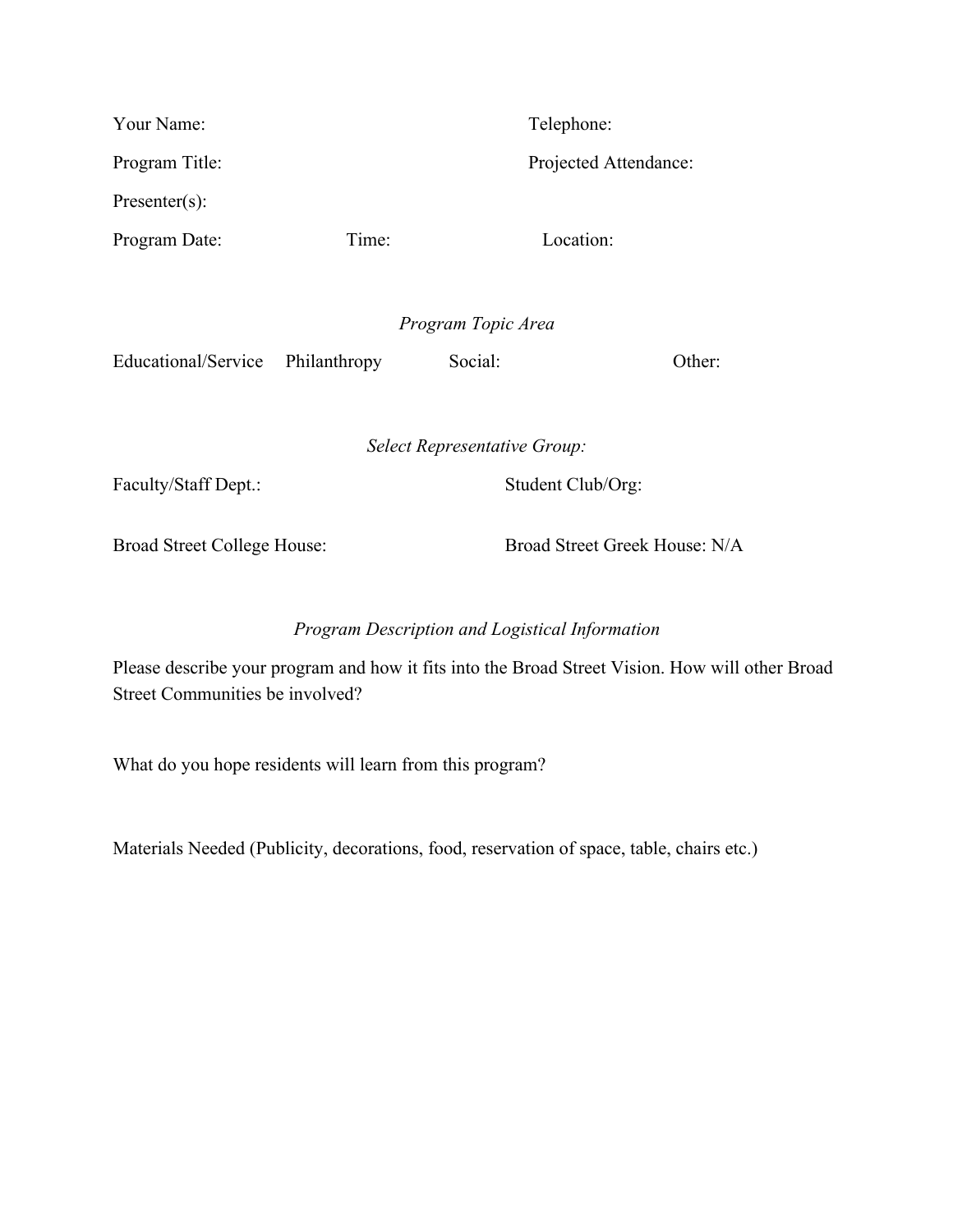Your Name: Telephone:

Program Title: Projected Attendance:

Presenter(s):

Program Date: Time: Location:

*Program Topic Area*

Educational/Service Philanthropy Social: Other:

*Select Representative Group:*

Faculty/Staff Dept.: Student Club/Org:

Broad Street College House: Broad Street Greek House: N/A

*Program Description and Logistical Information*

Please describe your program and how it fits into the Broad Street Vision. How will other Broad Street Communities be involved?

What do you hope residents will learn from this program?

Materials Needed (Publicity, decorations, food, reservation of space, table, chairs etc.)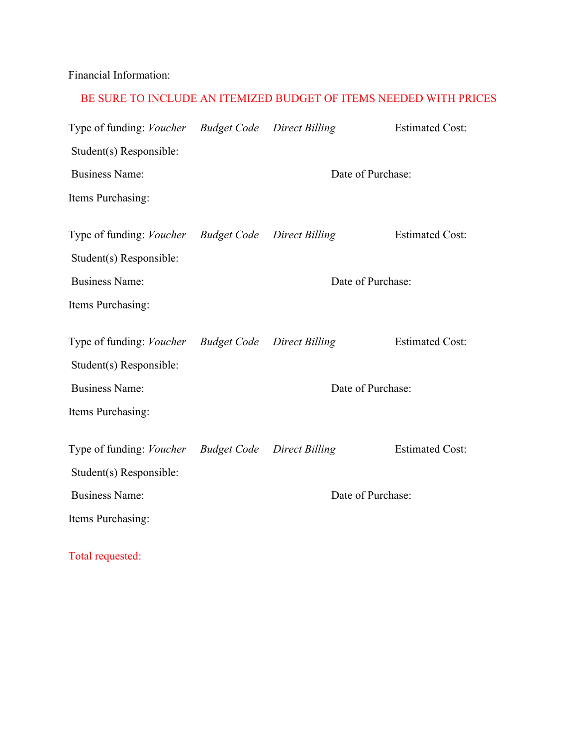Financial Information:

BE SURE TO INCLUDE AN ITEMIZED BUDGET OF ITEMS NEEDED WITH PRICES

Type of funding: *Voucher* *Budget Code* *Direct Billing* Estimated Cost:

Student(s) Responsible:

Business Name: Date of Purchase:

Items Purchasing:

Type of funding: *Voucher* *Budget Code* *Direct Billing* Estimated Cost:

Student(s) Responsible:

Business Name: Date of Purchase:

Items Purchasing:

Type of funding: *Voucher* *Budget Code* *Direct Billing* Estimated Cost:

Student(s) Responsible:

Business Name: Date of Purchase:

Items Purchasing:

Type of funding: *Voucher* *Budget Code* *Direct Billing* Estimated Cost:

Student(s) Responsible:

Business Name: Date of Purchase:

Items Purchasing:

Total requested: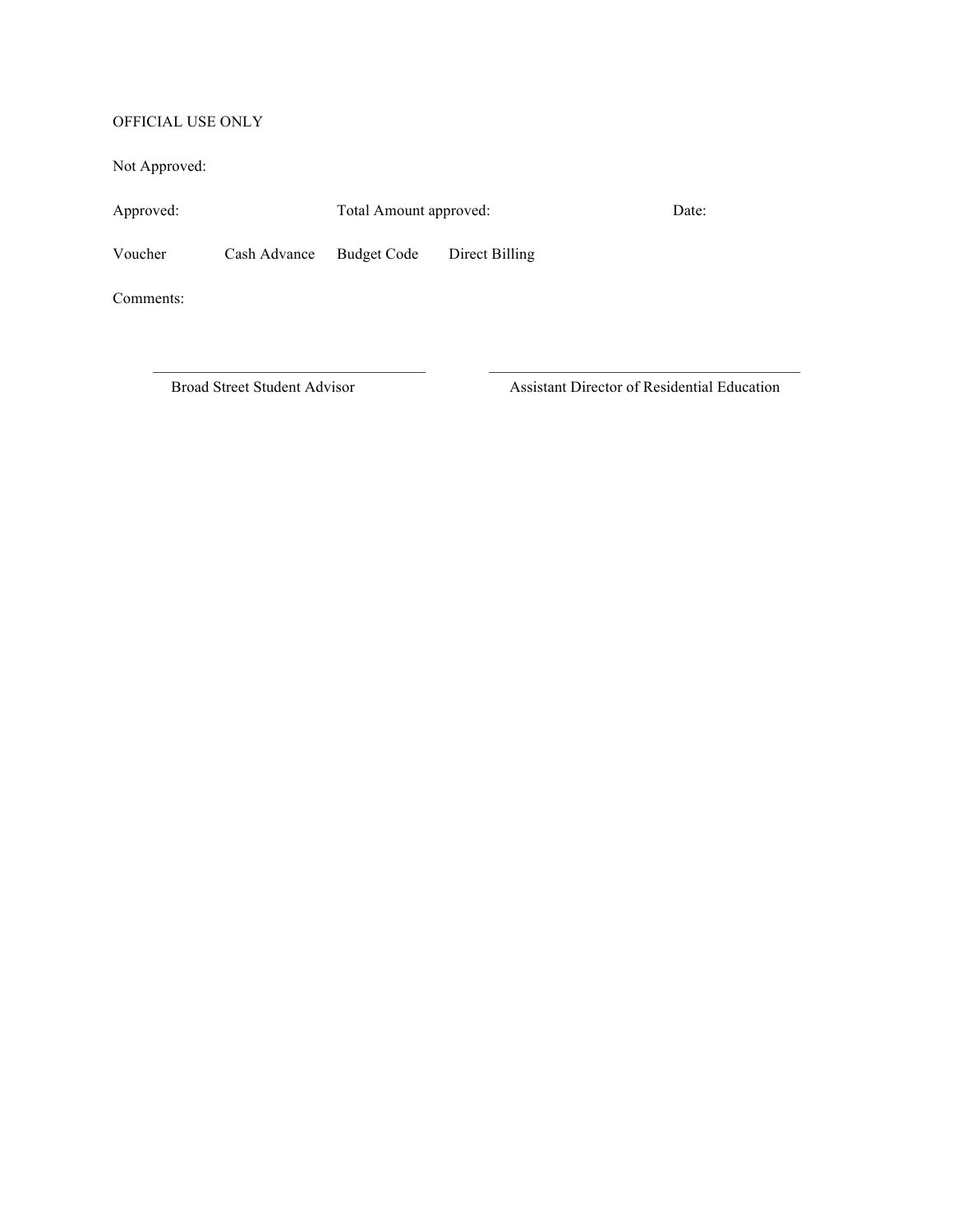OFFICIAL USE ONLY

Not Approved:

Approved: Total Amount approved: Date:

Voucher Cash Advance Budget Code Direct Billing

Comments:

\_\_\_\_\_\_\_\_\_\_\_\_\_\_\_\_\_\_\_\_\_\_\_\_\_\_\_\_\_\_\_\_\_\_\_\_
Broad Street Student Advisor

\_\_\_\_\_\_\_\_\_\_\_\_\_\_\_\_\_\_\_\_\_\_\_\_\_\_\_\_\_\_\_\_\_\_\_\_
Assistant Director of Residential Education